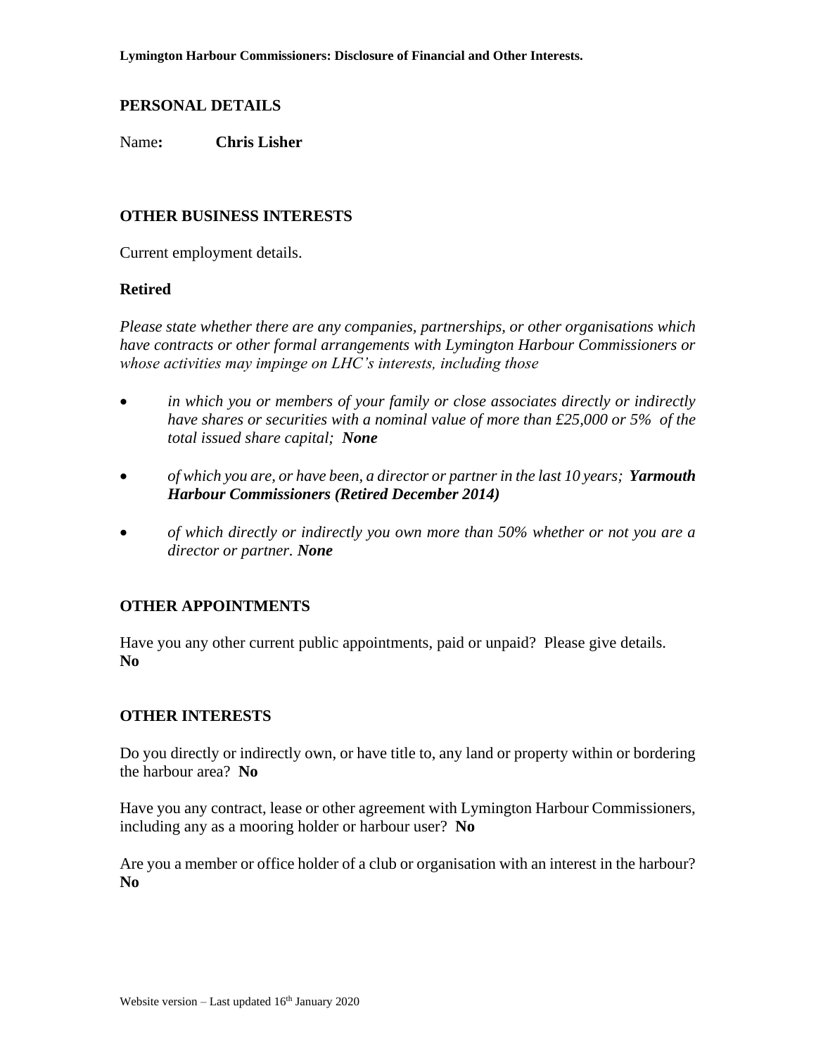**Lymington Harbour Commissioners: Disclosure of Financial and Other Interests.**

## PERSONAL DETAILS

Name**:** **Chris Lisher**

## OTHER BUSINESS INTERESTS

Current employment details.

**Retired**

*Please state whether there are any companies, partnerships, or other organisations which have contracts or other formal arrangements with Lymington Harbour Commissioners or whose activities may impinge on LHC's interests, including those*

- *in which you or members of your family or close associates directly or indirectly have shares or securities with a nominal value of more than £25,000 or 5% of the total issued share capital;* ***None***
- *of which you are, or have been, a director or partner in the last 10 years;* ***Yarmouth Harbour Commissioners (Retired December 2014)***
- *of which directly or indirectly you own more than 50% whether or not you are a director or partner.* ***None***

## OTHER APPOINTMENTS

Have you any other current public appointments, paid or unpaid? Please give details.
**No**

## OTHER INTERESTS

Do you directly or indirectly own, or have title to, any land or property within or bordering the harbour area? **No**

Have you any contract, lease or other agreement with Lymington Harbour Commissioners, including any as a mooring holder or harbour user? **No**

Are you a member or office holder of a club or organisation with an interest in the harbour?
**No**

Website version – Last updated 16th January 2020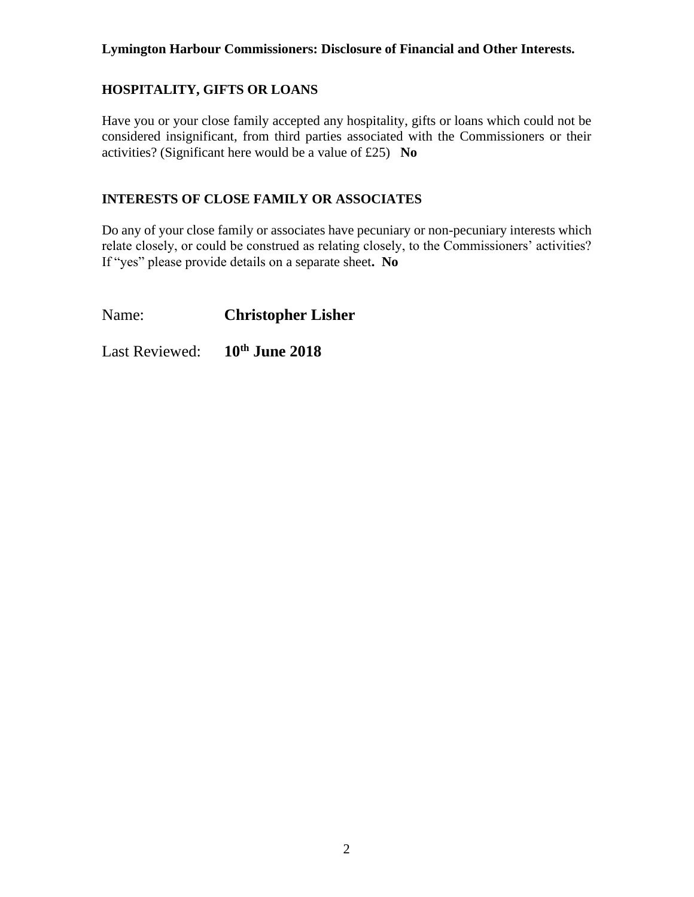**Lymington Harbour Commissioners: Disclosure of Financial and Other Interests.**

## HOSPITALITY, GIFTS OR LOANS

Have you or your close family accepted any hospitality, gifts or loans which could not be considered insignificant, from third parties associated with the Commissioners or their activities? (Significant here would be a value of £25) **No**

## INTERESTS OF CLOSE FAMILY OR ASSOCIATES

Do any of your close family or associates have pecuniary or non-pecuniary interests which relate closely, or could be construed as relating closely, to the Commissioners' activities? If "yes" please provide details on a separate sheet**. No**

Name: **Christopher Lisher**

Last Reviewed: **10th June 2018**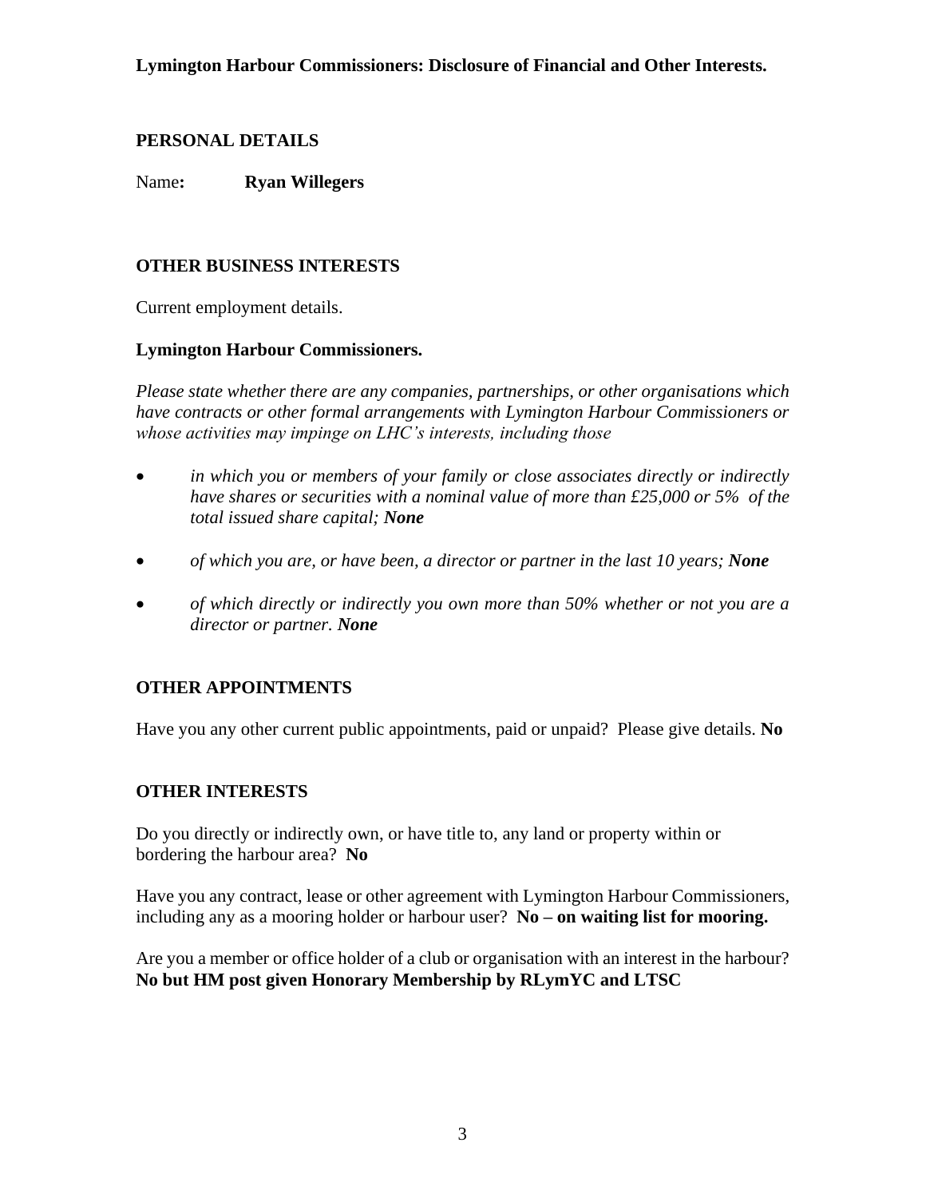**Lymington Harbour Commissioners: Disclosure of Financial and Other Interests.**

## PERSONAL DETAILS

Name**:** **Ryan Willegers**

## OTHER BUSINESS INTERESTS

Current employment details.

**Lymington Harbour Commissioners.**

*Please state whether there are any companies, partnerships, or other organisations which have contracts or other formal arrangements with Lymington Harbour Commissioners or whose activities may impinge on LHC's interests, including those*

- *in which you or members of your family or close associates directly or indirectly have shares or securities with a nominal value of more than £25,000 or 5% of the total issued share capital;* ***None***
- *of which you are, or have been, a director or partner in the last 10 years;* ***None***
- *of which directly or indirectly you own more than 50% whether or not you are a director or partner.* ***None***

## OTHER APPOINTMENTS

Have you any other current public appointments, paid or unpaid? Please give details. **No**

## OTHER INTERESTS

Do you directly or indirectly own, or have title to, any land or property within or bordering the harbour area? **No**

Have you any contract, lease or other agreement with Lymington Harbour Commissioners, including any as a mooring holder or harbour user? **No – on waiting list for mooring.**

Are you a member or office holder of a club or organisation with an interest in the harbour? **No but HM post given Honorary Membership by RLymYC and LTSC**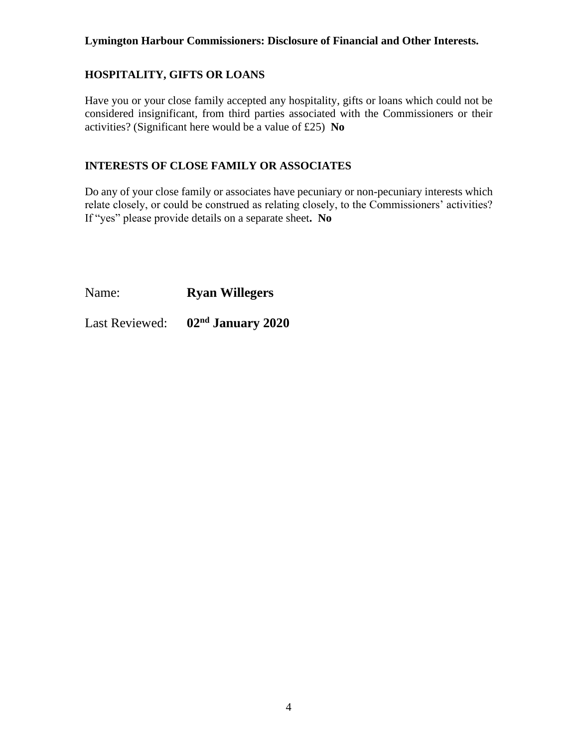**Lymington Harbour Commissioners: Disclosure of Financial and Other Interests.**

## HOSPITALITY, GIFTS OR LOANS

Have you or your close family accepted any hospitality, gifts or loans which could not be considered insignificant, from third parties associated with the Commissioners or their activities? (Significant here would be a value of £25) **No**

## INTERESTS OF CLOSE FAMILY OR ASSOCIATES

Do any of your close family or associates have pecuniary or non-pecuniary interests which relate closely, or could be construed as relating closely, to the Commissioners' activities? If "yes" please provide details on a separate sheet**. No**

Name: **Ryan Willegers**

Last Reviewed: **02nd January 2020**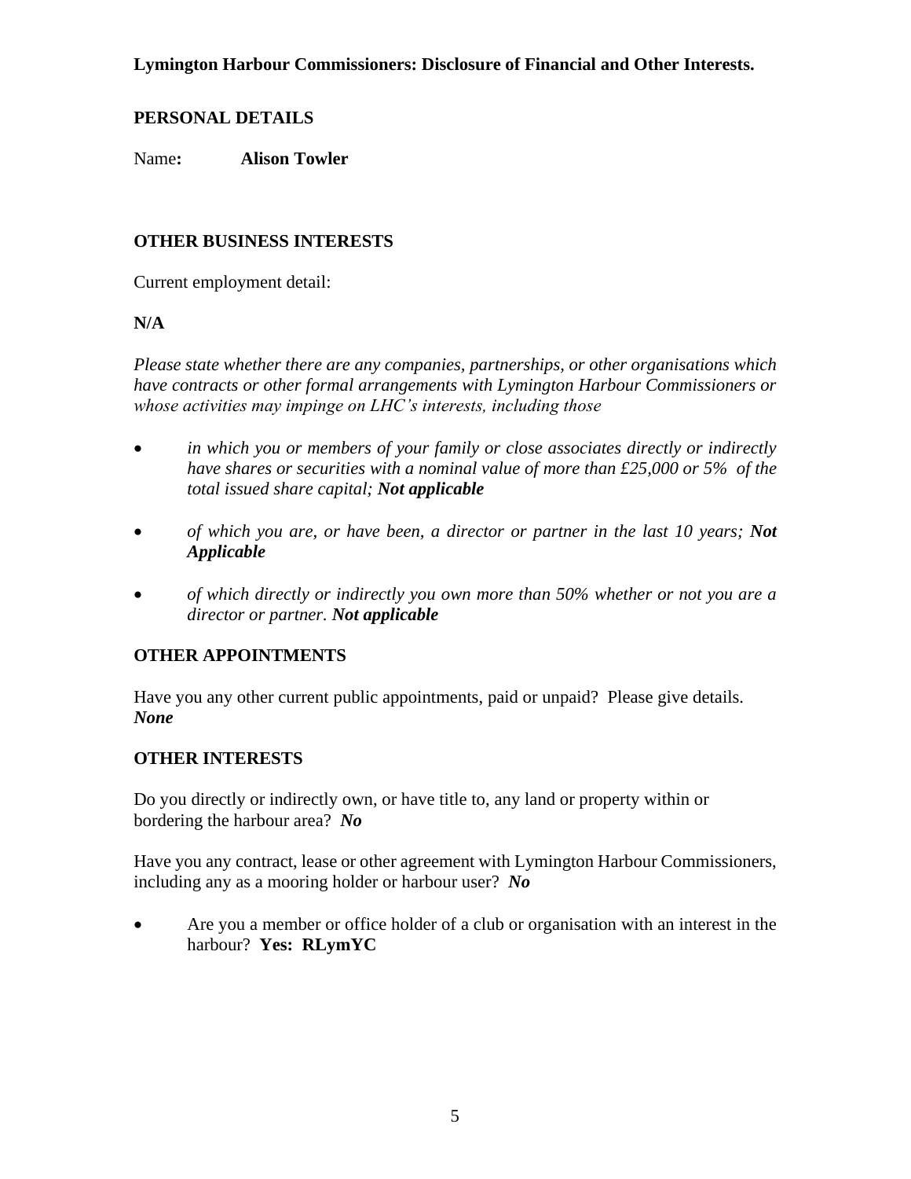**Lymington Harbour Commissioners: Disclosure of Financial and Other Interests.**

## PERSONAL DETAILS

Name: **Alison Towler**

## OTHER BUSINESS INTERESTS

Current employment detail:

**N/A**

*Please state whether there are any companies, partnerships, or other organisations which have contracts or other formal arrangements with Lymington Harbour Commissioners or whose activities may impinge on LHC's interests, including those*

- *in which you or members of your family or close associates directly or indirectly have shares or securities with a nominal value of more than £25,000 or 5% of the total issued share capital;* ***Not applicable***
- *of which you are, or have been, a director or partner in the last 10 years;* ***Not Applicable***
- *of which directly or indirectly you own more than 50% whether or not you are a director or partner.* ***Not applicable***

## OTHER APPOINTMENTS

Have you any other current public appointments, paid or unpaid? Please give details. ***None***

## OTHER INTERESTS

Do you directly or indirectly own, or have title to, any land or property within or bordering the harbour area? ***No***

Have you any contract, lease or other agreement with Lymington Harbour Commissioners, including any as a mooring holder or harbour user? ***No***

- Are you a member or office holder of a club or organisation with an interest in the harbour? **Yes: RLymYC**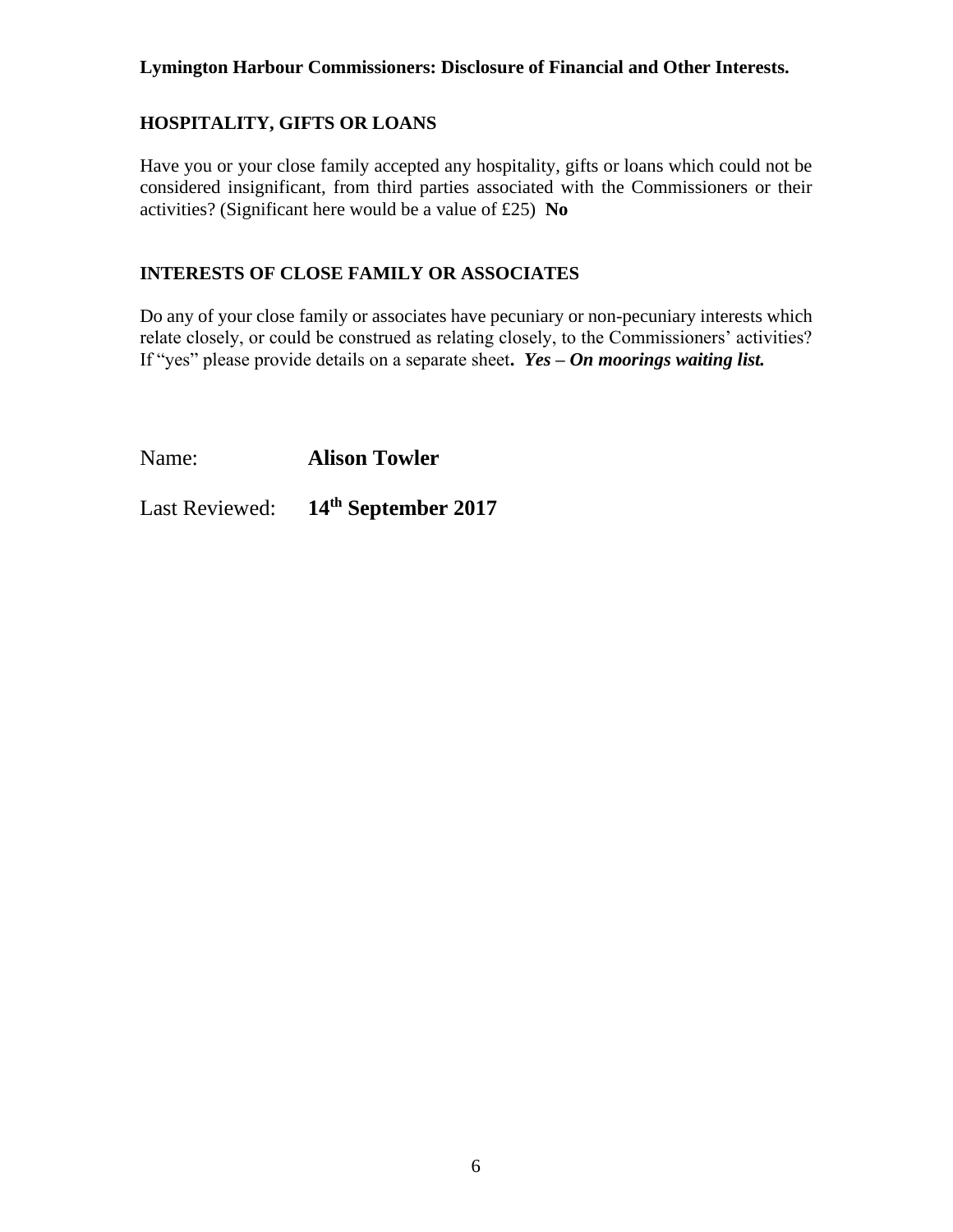**Lymington Harbour Commissioners: Disclosure of Financial and Other Interests.**

## HOSPITALITY, GIFTS OR LOANS

Have you or your close family accepted any hospitality, gifts or loans which could not be considered insignificant, from third parties associated with the Commissioners or their activities? (Significant here would be a value of £25) **No**

## INTERESTS OF CLOSE FAMILY OR ASSOCIATES

Do any of your close family or associates have pecuniary or non-pecuniary interests which relate closely, or could be construed as relating closely, to the Commissioners' activities? If "yes" please provide details on a separate sheet**.** ***Yes – On moorings waiting list.***

Name: **Alison Towler**

Last Reviewed: **14th September 2017**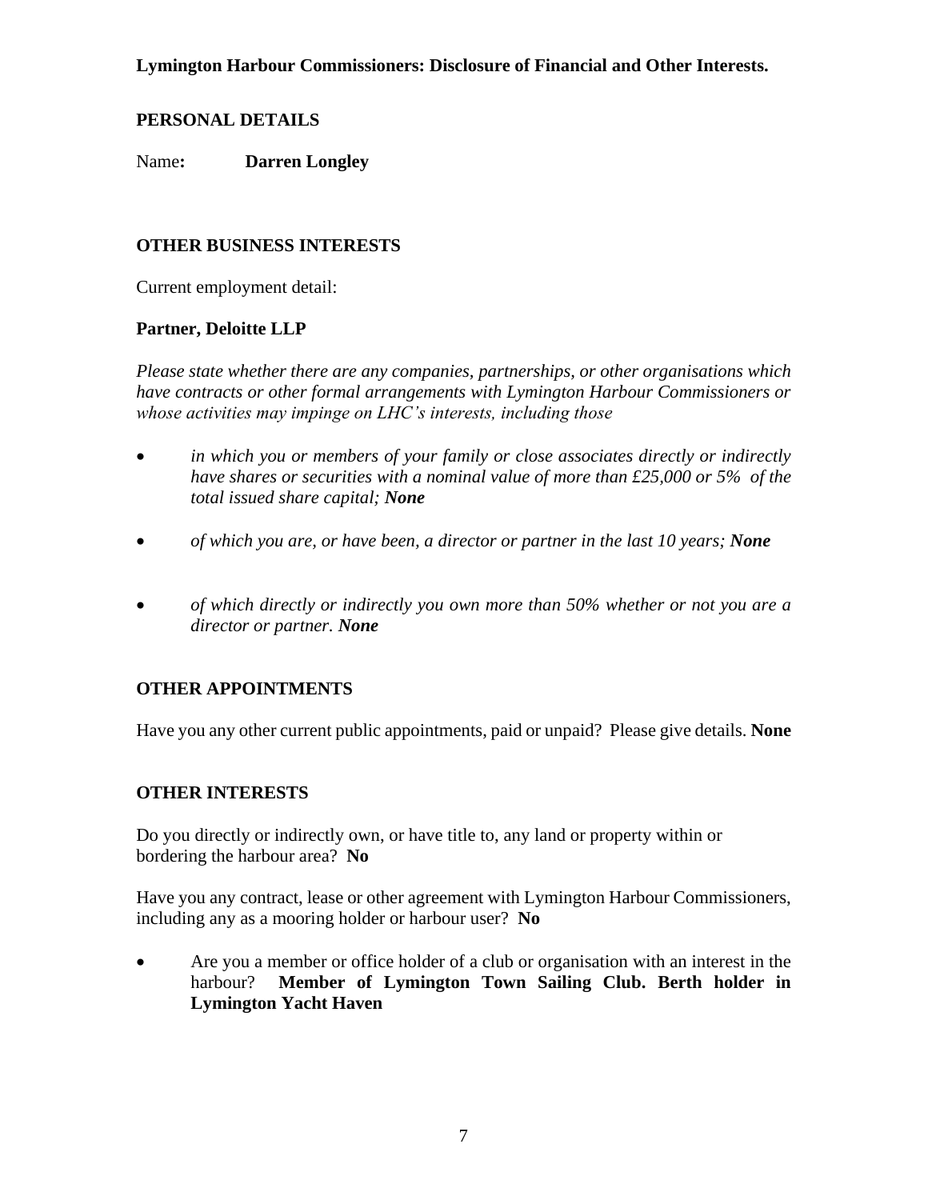**Lymington Harbour Commissioners: Disclosure of Financial and Other Interests.**

## PERSONAL DETAILS

Name**:** **Darren Longley**

## OTHER BUSINESS INTERESTS

Current employment detail:

**Partner, Deloitte LLP**

*Please state whether there are any companies, partnerships, or other organisations which have contracts or other formal arrangements with Lymington Harbour Commissioners or whose activities may impinge on LHC's interests, including those*

- *in which you or members of your family or close associates directly or indirectly have shares or securities with a nominal value of more than £25,000 or 5% of the total issued share capital;* ***None***
- *of which you are, or have been, a director or partner in the last 10 years;* ***None***
- *of which directly or indirectly you own more than 50% whether or not you are a director or partner.* ***None***

## OTHER APPOINTMENTS

Have you any other current public appointments, paid or unpaid? Please give details. **None**

## OTHER INTERESTS

Do you directly or indirectly own, or have title to, any land or property within or bordering the harbour area? **No**

Have you any contract, lease or other agreement with Lymington Harbour Commissioners, including any as a mooring holder or harbour user? **No**

- Are you a member or office holder of a club or organisation with an interest in the harbour? **Member of Lymington Town Sailing Club. Berth holder in Lymington Yacht Haven**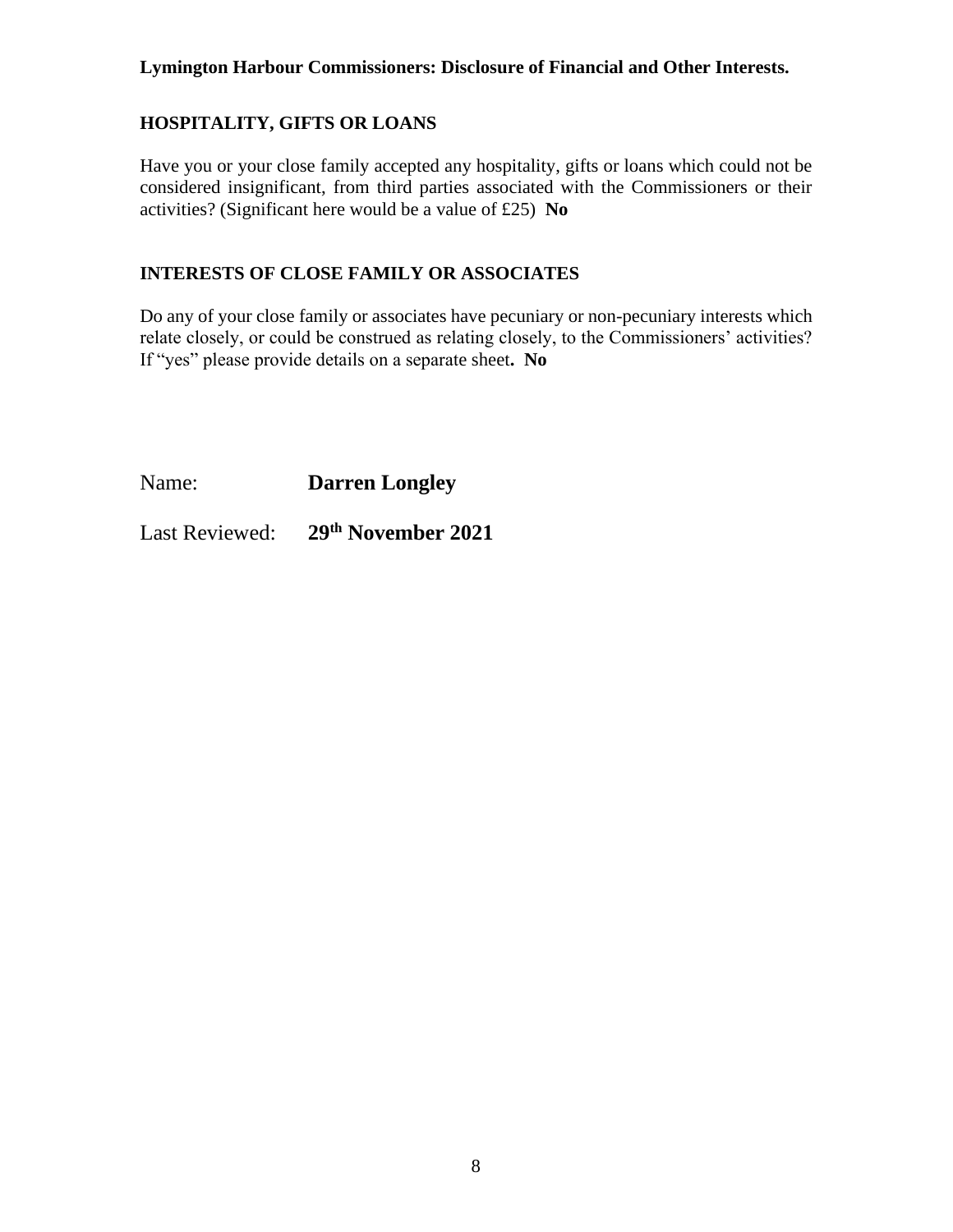**Lymington Harbour Commissioners: Disclosure of Financial and Other Interests.**

## HOSPITALITY, GIFTS OR LOANS

Have you or your close family accepted any hospitality, gifts or loans which could not be considered insignificant, from third parties associated with the Commissioners or their activities? (Significant here would be a value of £25) **No**

## INTERESTS OF CLOSE FAMILY OR ASSOCIATES

Do any of your close family or associates have pecuniary or non-pecuniary interests which relate closely, or could be construed as relating closely, to the Commissioners' activities? If "yes" please provide details on a separate sheet**. No**

Name: **Darren Longley**

Last Reviewed: **29th November 2021**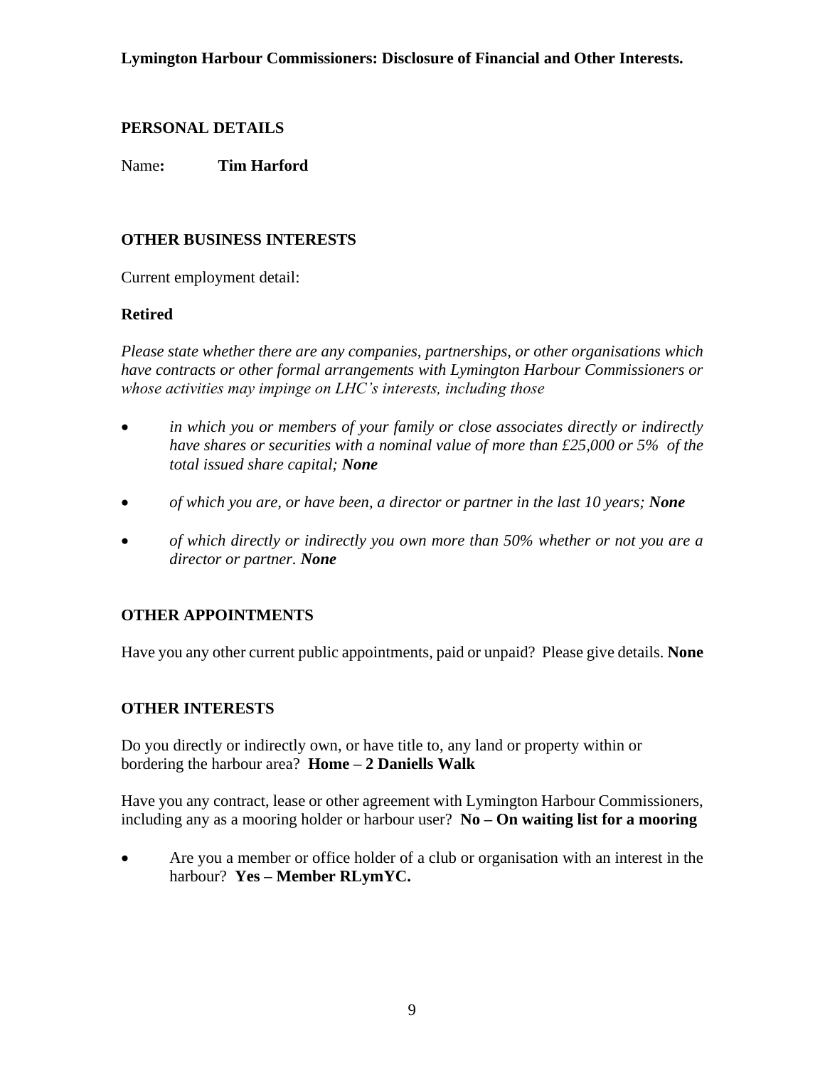**Lymington Harbour Commissioners: Disclosure of Financial and Other Interests.**

## PERSONAL DETAILS

Name**:** **Tim Harford**

## OTHER BUSINESS INTERESTS

Current employment detail:

**Retired**

*Please state whether there are any companies, partnerships, or other organisations which have contracts or other formal arrangements with Lymington Harbour Commissioners or whose activities may impinge on LHC's interests, including those*

- *in which you or members of your family or close associates directly or indirectly have shares or securities with a nominal value of more than £25,000 or 5% of the total issued share capital;* ***None***
- *of which you are, or have been, a director or partner in the last 10 years;* ***None***
- *of which directly or indirectly you own more than 50% whether or not you are a director or partner.* ***None***

## OTHER APPOINTMENTS

Have you any other current public appointments, paid or unpaid? Please give details. **None**

## OTHER INTERESTS

Do you directly or indirectly own, or have title to, any land or property within or bordering the harbour area? **Home – 2 Daniells Walk**

Have you any contract, lease or other agreement with Lymington Harbour Commissioners, including any as a mooring holder or harbour user? **No – On waiting list for a mooring**

- Are you a member or office holder of a club or organisation with an interest in the harbour? **Yes – Member RLymYC.**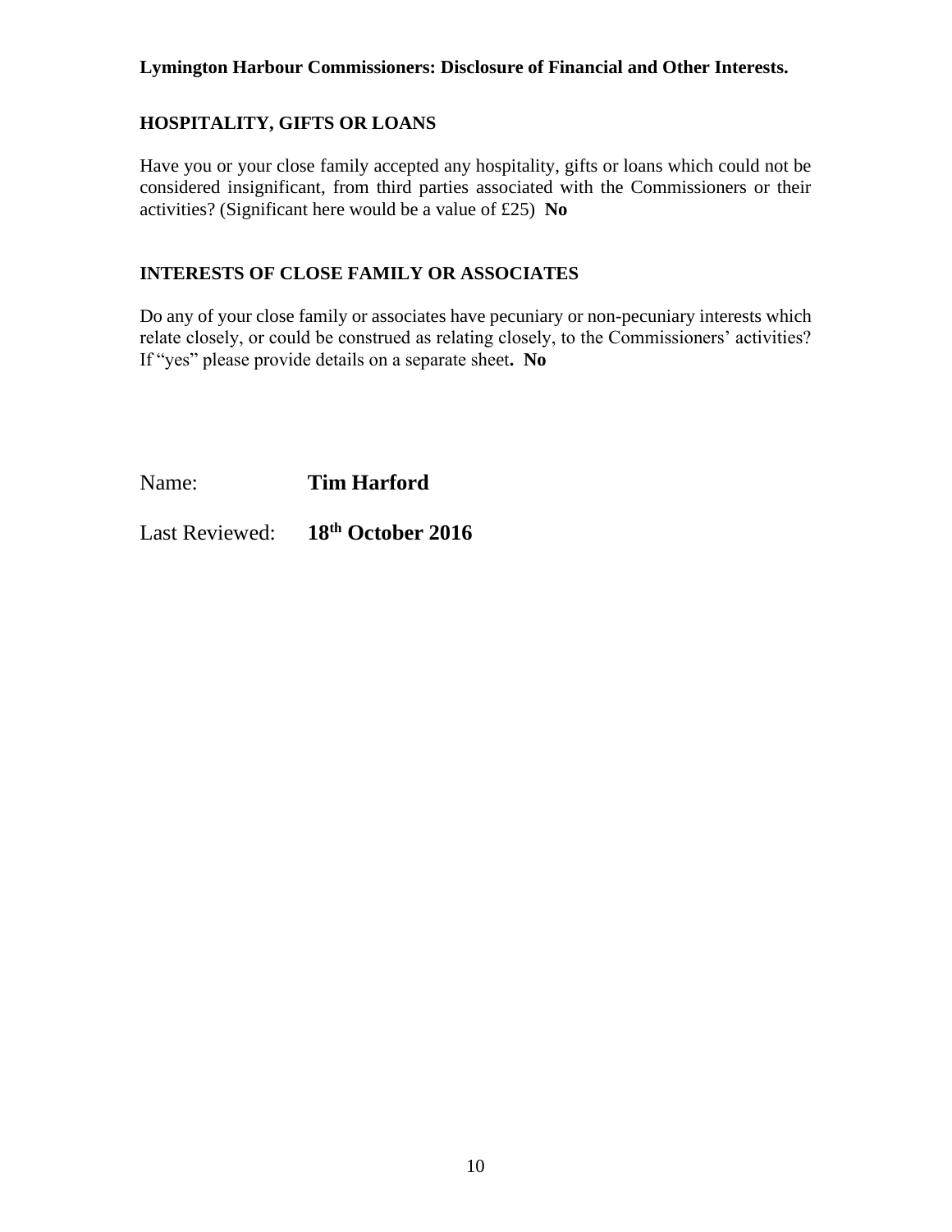**Lymington Harbour Commissioners: Disclosure of Financial and Other Interests.**

## HOSPITALITY, GIFTS OR LOANS

Have you or your close family accepted any hospitality, gifts or loans which could not be considered insignificant, from third parties associated with the Commissioners or their activities? (Significant here would be a value of £25) **No**

## INTERESTS OF CLOSE FAMILY OR ASSOCIATES

Do any of your close family or associates have pecuniary or non-pecuniary interests which relate closely, or could be construed as relating closely, to the Commissioners' activities? If "yes" please provide details on a separate sheet**. No**

Name: **Tim Harford**

Last Reviewed: **18th October 2016**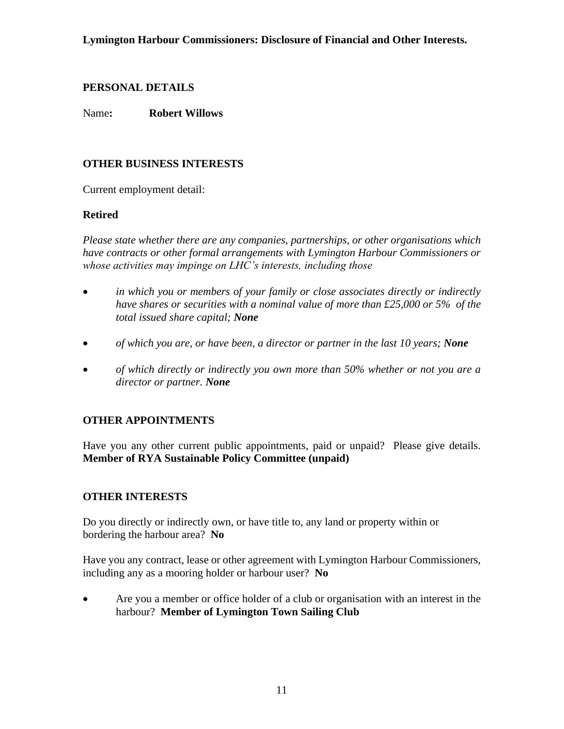**Lymington Harbour Commissioners: Disclosure of Financial and Other Interests.**

## PERSONAL DETAILS

Name**:** **Robert Willows**

## OTHER BUSINESS INTERESTS

Current employment detail:

**Retired**

*Please state whether there are any companies, partnerships, or other organisations which have contracts or other formal arrangements with Lymington Harbour Commissioners or whose activities may impinge on LHC's interests, including those*

- *in which you or members of your family or close associates directly or indirectly have shares or securities with a nominal value of more than £25,000 or 5% of the total issued share capital;* ***None***
- *of which you are, or have been, a director or partner in the last 10 years;* ***None***
- *of which directly or indirectly you own more than 50% whether or not you are a director or partner.* ***None***

## OTHER APPOINTMENTS

Have you any other current public appointments, paid or unpaid? Please give details. **Member of RYA Sustainable Policy Committee (unpaid)**

## OTHER INTERESTS

Do you directly or indirectly own, or have title to, any land or property within or bordering the harbour area? **No**

Have you any contract, lease or other agreement with Lymington Harbour Commissioners, including any as a mooring holder or harbour user? **No**

- Are you a member or office holder of a club or organisation with an interest in the harbour? **Member of Lymington Town Sailing Club**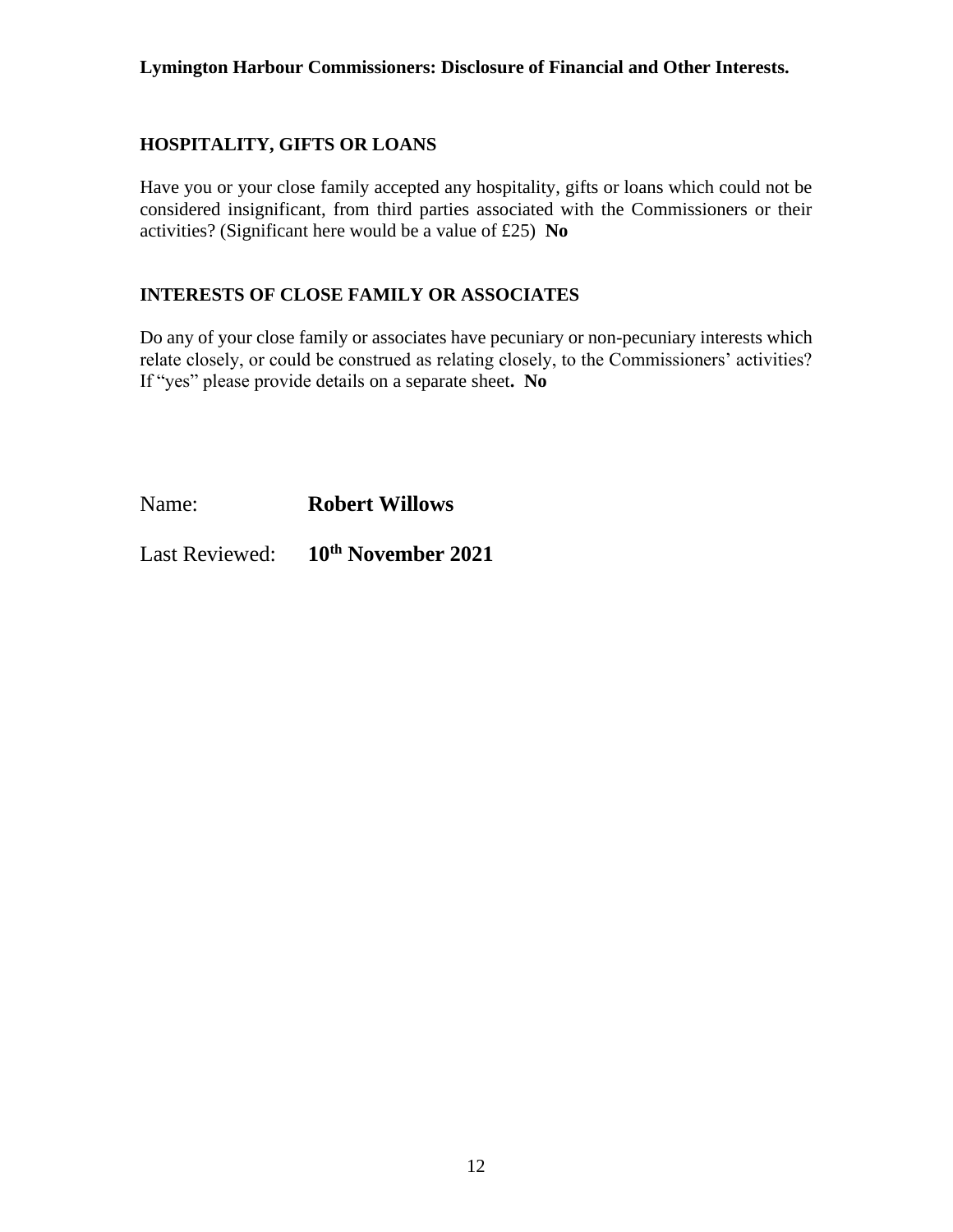**Lymington Harbour Commissioners: Disclosure of Financial and Other Interests.**

## HOSPITALITY, GIFTS OR LOANS

Have you or your close family accepted any hospitality, gifts or loans which could not be considered insignificant, from third parties associated with the Commissioners or their activities? (Significant here would be a value of £25) **No**

## INTERESTS OF CLOSE FAMILY OR ASSOCIATES

Do any of your close family or associates have pecuniary or non-pecuniary interests which relate closely, or could be construed as relating closely, to the Commissioners' activities? If "yes" please provide details on a separate sheet**. No**

Name: **Robert Willows**

Last Reviewed: **10th November 2021**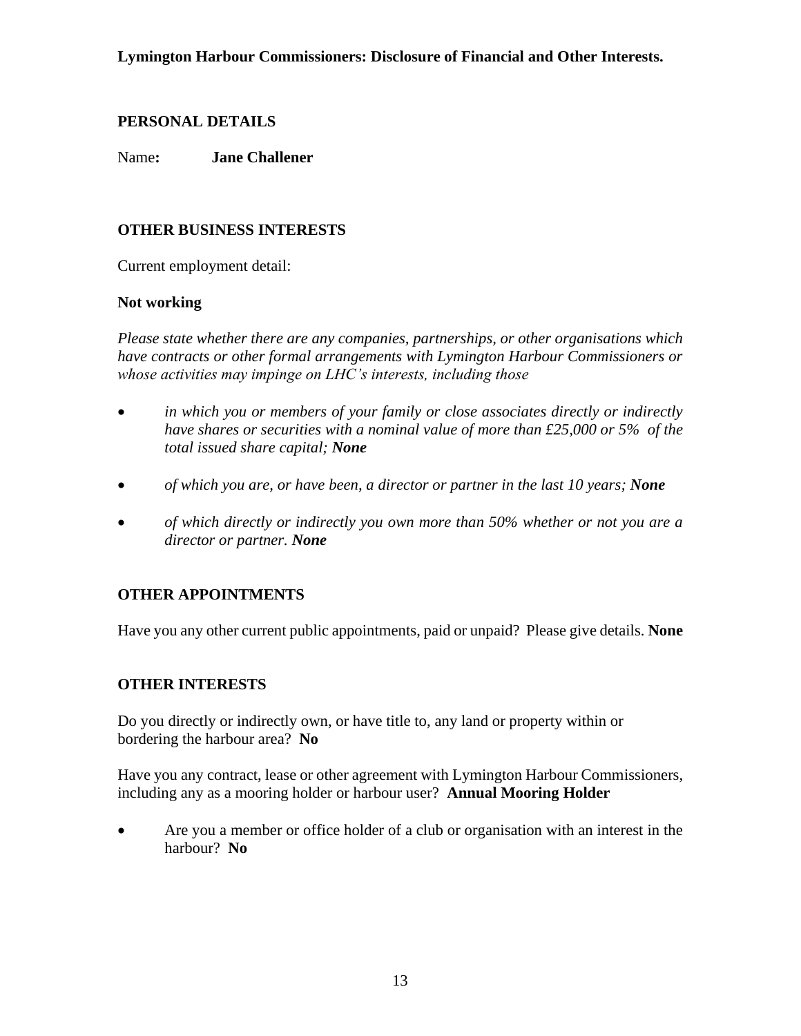**Lymington Harbour Commissioners: Disclosure of Financial and Other Interests.**

## PERSONAL DETAILS

Name**:** **Jane Challener**

## OTHER BUSINESS INTERESTS

Current employment detail:

**Not working**

*Please state whether there are any companies, partnerships, or other organisations which have contracts or other formal arrangements with Lymington Harbour Commissioners or whose activities may impinge on LHC's interests, including those*

- *in which you or members of your family or close associates directly or indirectly have shares or securities with a nominal value of more than £25,000 or 5% of the total issued share capital;* ***None***
- *of which you are, or have been, a director or partner in the last 10 years;* ***None***
- *of which directly or indirectly you own more than 50% whether or not you are a director or partner.* ***None***

## OTHER APPOINTMENTS

Have you any other current public appointments, paid or unpaid? Please give details. **None**

## OTHER INTERESTS

Do you directly or indirectly own, or have title to, any land or property within or bordering the harbour area? **No**

Have you any contract, lease or other agreement with Lymington Harbour Commissioners, including any as a mooring holder or harbour user? **Annual Mooring Holder**

- Are you a member or office holder of a club or organisation with an interest in the harbour? **No**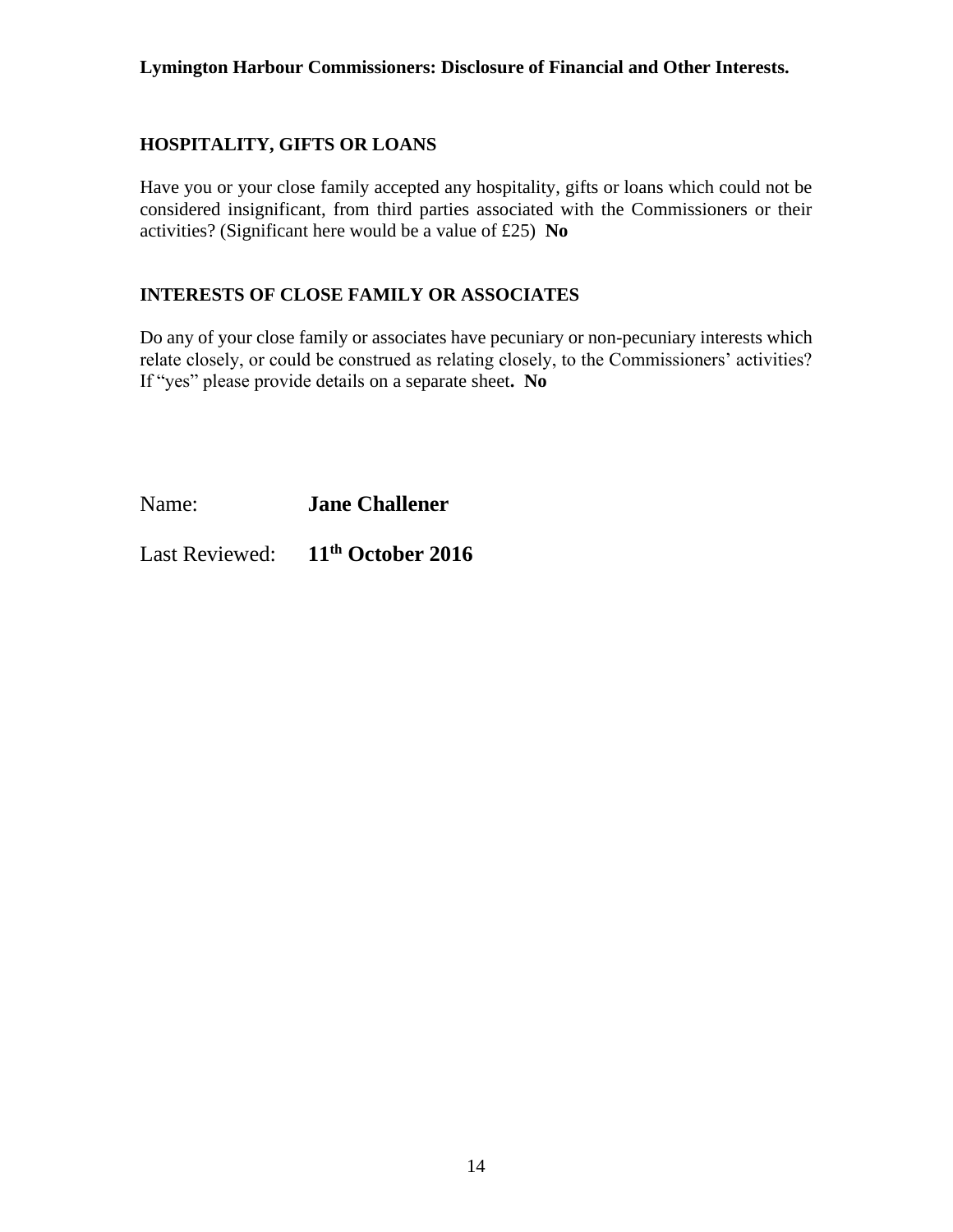**Lymington Harbour Commissioners: Disclosure of Financial and Other Interests.**

## HOSPITALITY, GIFTS OR LOANS

Have you or your close family accepted any hospitality, gifts or loans which could not be considered insignificant, from third parties associated with the Commissioners or their activities? (Significant here would be a value of £25) **No**

## INTERESTS OF CLOSE FAMILY OR ASSOCIATES

Do any of your close family or associates have pecuniary or non-pecuniary interests which relate closely, or could be construed as relating closely, to the Commissioners' activities? If "yes" please provide details on a separate sheet**. No**

Name: **Jane Challener**

Last Reviewed: **11th October 2016**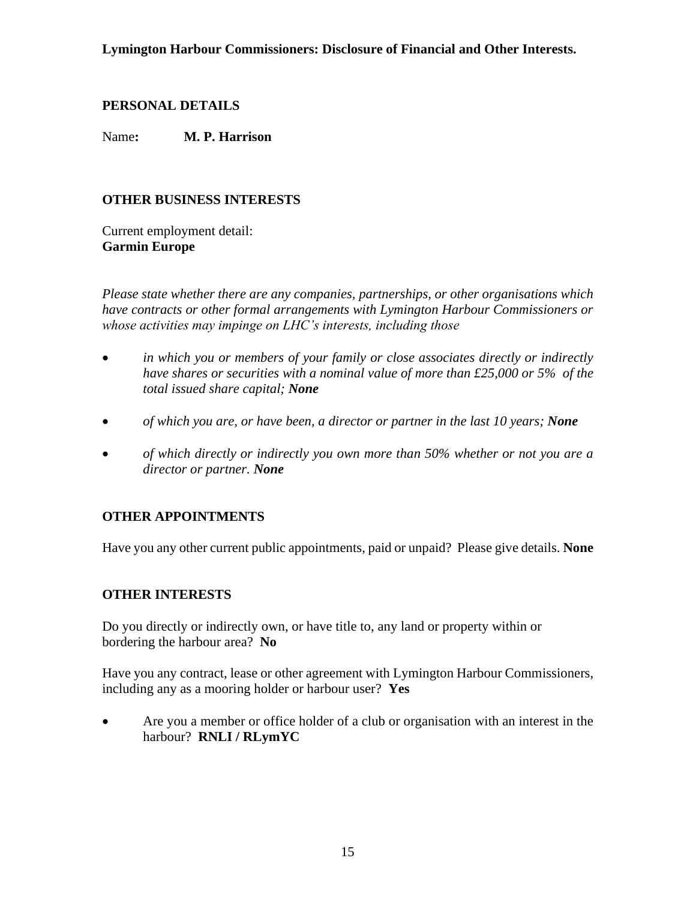**Lymington Harbour Commissioners: Disclosure of Financial and Other Interests.**

## PERSONAL DETAILS

Name**:** **M. P. Harrison**

## OTHER BUSINESS INTERESTS

Current employment detail:
**Garmin Europe**

*Please state whether there are any companies, partnerships, or other organisations which have contracts or other formal arrangements with Lymington Harbour Commissioners or whose activities may impinge on LHC's interests, including those*

- *in which you or members of your family or close associates directly or indirectly have shares or securities with a nominal value of more than £25,000 or 5% of the total issued share capital; **None***
- *of which you are, or have been, a director or partner in the last 10 years; **None***
- *of which directly or indirectly you own more than 50% whether or not you are a director or partner. **None***

## OTHER APPOINTMENTS

Have you any other current public appointments, paid or unpaid? Please give details. **None**

## OTHER INTERESTS

Do you directly or indirectly own, or have title to, any land or property within or bordering the harbour area? **No**

Have you any contract, lease or other agreement with Lymington Harbour Commissioners, including any as a mooring holder or harbour user? **Yes**

- Are you a member or office holder of a club or organisation with an interest in the harbour? **RNLI / RLymYC**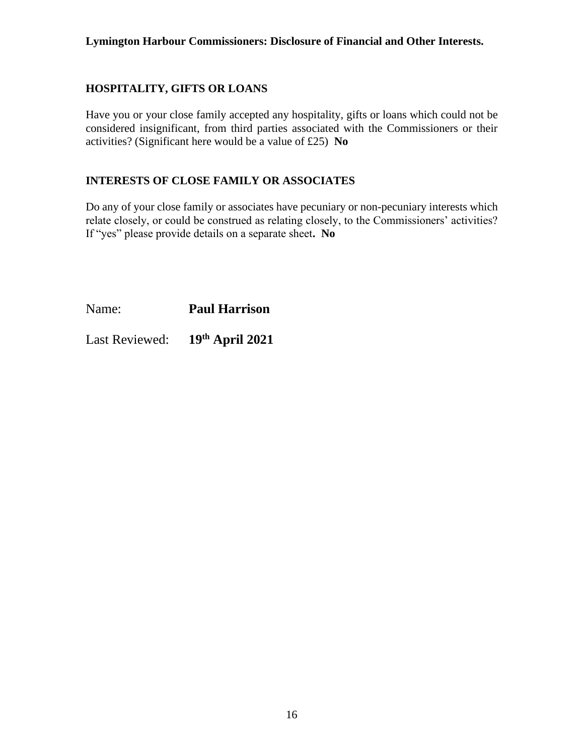**Lymington Harbour Commissioners: Disclosure of Financial and Other Interests.**

## HOSPITALITY, GIFTS OR LOANS

Have you or your close family accepted any hospitality, gifts or loans which could not be considered insignificant, from third parties associated with the Commissioners or their activities? (Significant here would be a value of £25) **No**

## INTERESTS OF CLOSE FAMILY OR ASSOCIATES

Do any of your close family or associates have pecuniary or non-pecuniary interests which relate closely, or could be construed as relating closely, to the Commissioners' activities? If "yes" please provide details on a separate sheet**. No**

Name: **Paul Harrison**

Last Reviewed: **19th April 2021**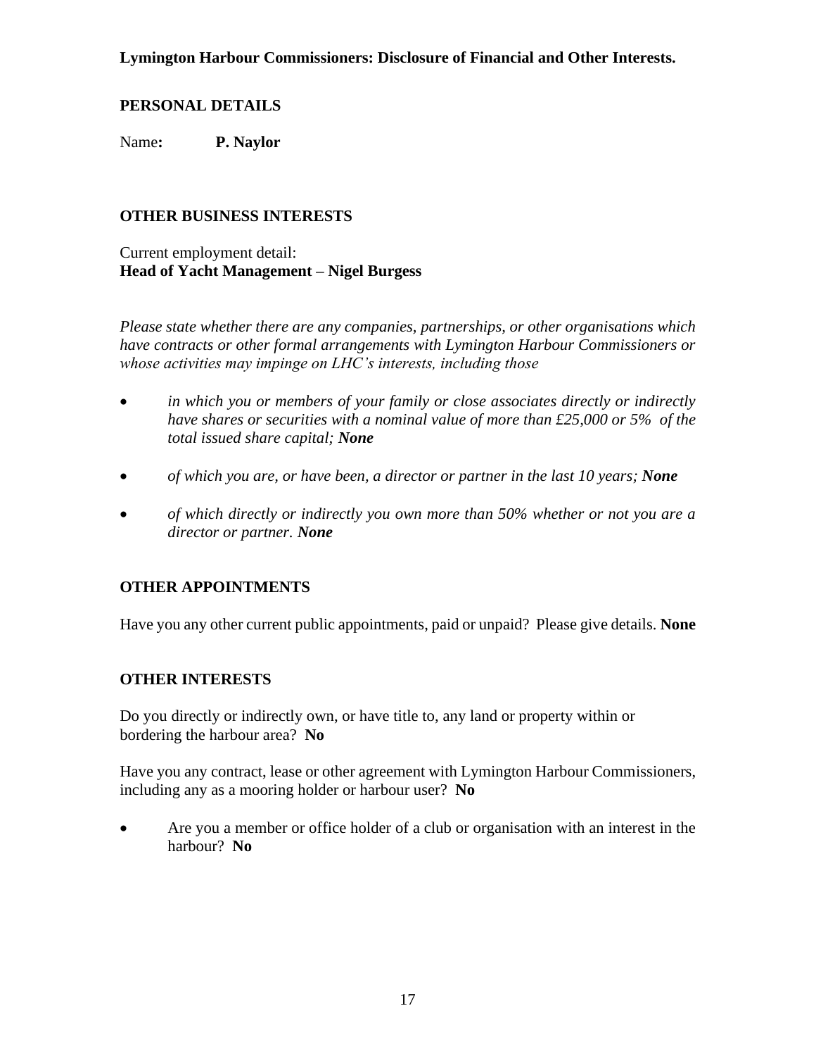**Lymington Harbour Commissioners: Disclosure of Financial and Other Interests.**

## PERSONAL DETAILS

Name**:** **P. Naylor**

## OTHER BUSINESS INTERESTS

Current employment detail:
**Head of Yacht Management – Nigel Burgess**

*Please state whether there are any companies, partnerships, or other organisations which have contracts or other formal arrangements with Lymington Harbour Commissioners or whose activities may impinge on LHC's interests, including those*

- *in which you or members of your family or close associates directly or indirectly have shares or securities with a nominal value of more than £25,000 or 5% of the total issued share capital;* ***None***
- *of which you are, or have been, a director or partner in the last 10 years;* ***None***
- *of which directly or indirectly you own more than 50% whether or not you are a director or partner.* ***None***

## OTHER APPOINTMENTS

Have you any other current public appointments, paid or unpaid? Please give details. **None**

## OTHER INTERESTS

Do you directly or indirectly own, or have title to, any land or property within or bordering the harbour area? **No**

Have you any contract, lease or other agreement with Lymington Harbour Commissioners, including any as a mooring holder or harbour user? **No**

- Are you a member or office holder of a club or organisation with an interest in the harbour? **No**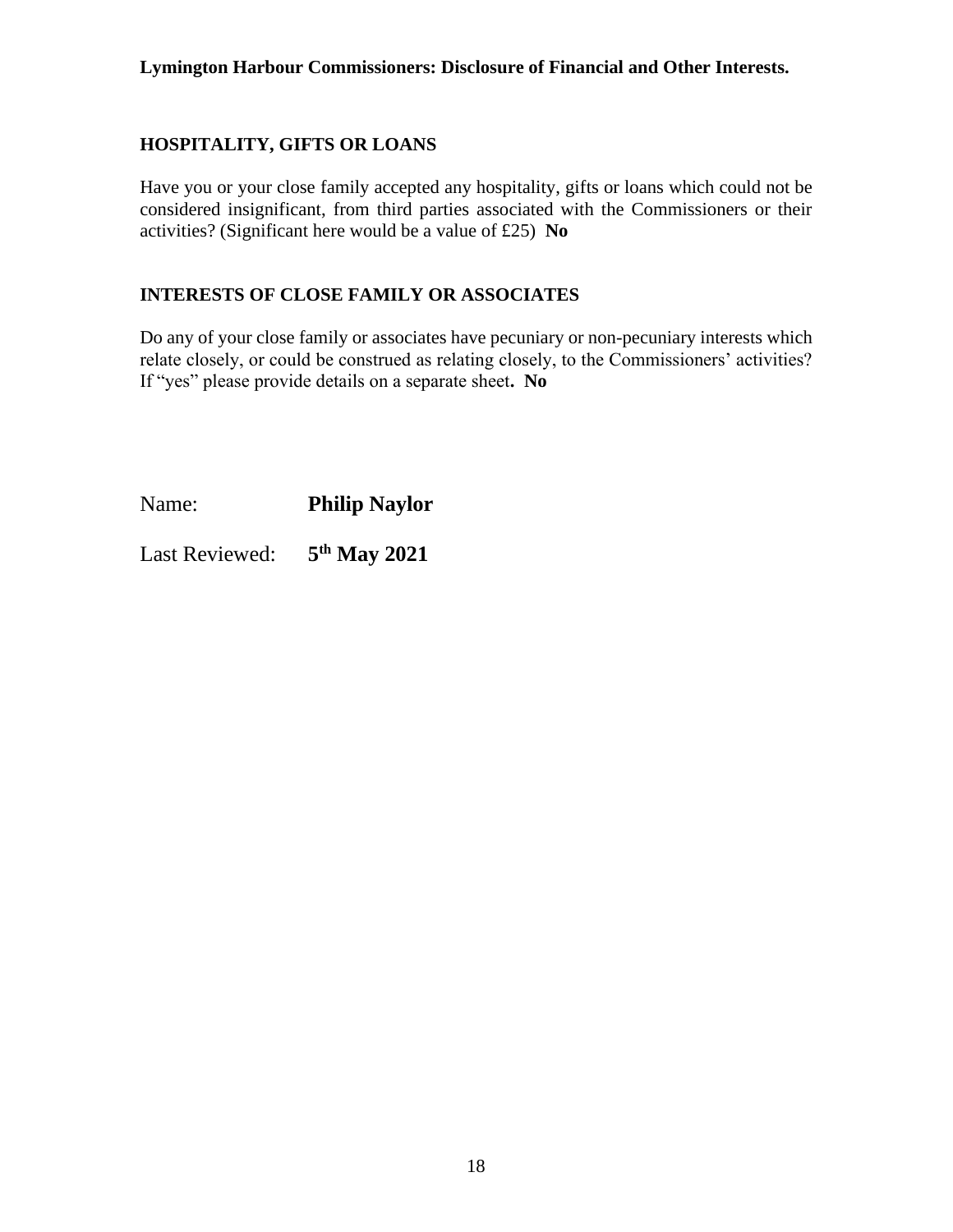**Lymington Harbour Commissioners: Disclosure of Financial and Other Interests.**

## HOSPITALITY, GIFTS OR LOANS

Have you or your close family accepted any hospitality, gifts or loans which could not be considered insignificant, from third parties associated with the Commissioners or their activities? (Significant here would be a value of £25) **No**

## INTERESTS OF CLOSE FAMILY OR ASSOCIATES

Do any of your close family or associates have pecuniary or non-pecuniary interests which relate closely, or could be construed as relating closely, to the Commissioners' activities? If "yes" please provide details on a separate sheet**. No**

Name: **Philip Naylor**

Last Reviewed: **5th May 2021**